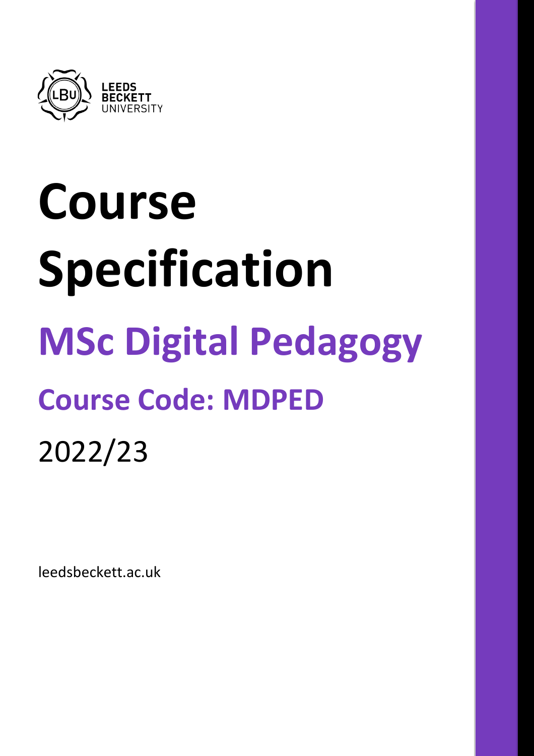LEEDS BECKETT UNIVERSITY

# Course Specification

## MSc Digital Pedagogy

### Course Code: MDPED

2022/23

leedsbeckett.ac.uk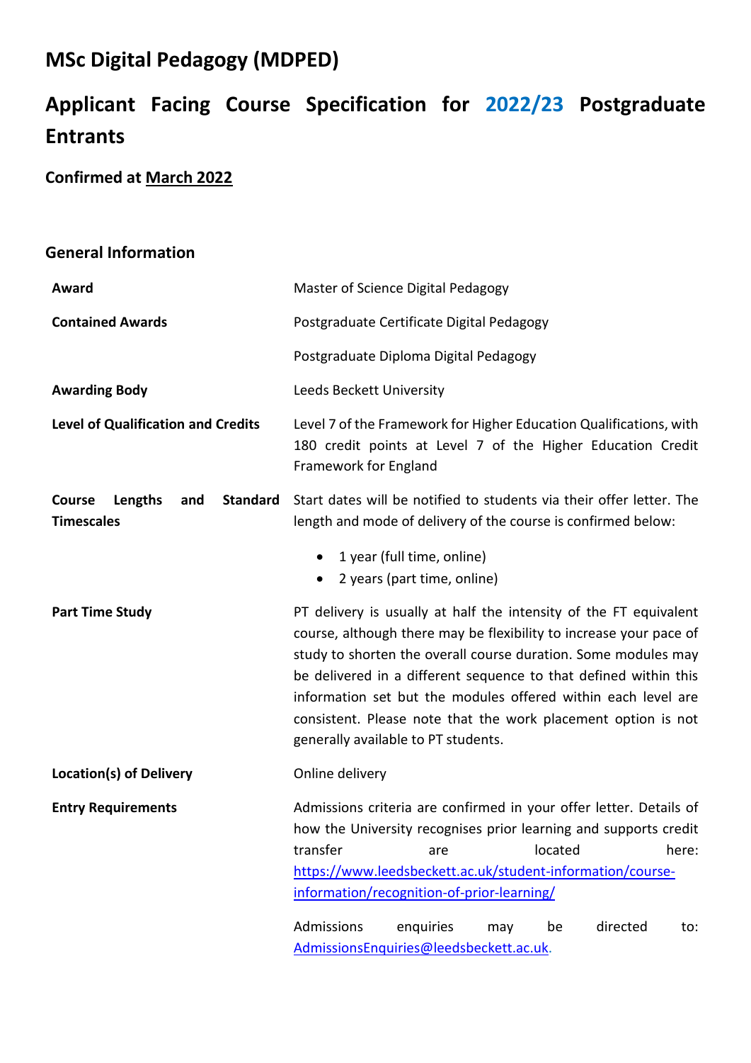# MSc Digital Pedagogy (MDPED)

# Applicant Facing Course Specification for 2022/23 Postgraduate Entrants

### Confirmed at March 2022

## General Information

| | |
|---|---|
| **Award** | Master of Science Digital Pedagogy |
| **Contained Awards** | Postgraduate Certificate Digital Pedagogy<br><br>Postgraduate Diploma Digital Pedagogy |
| **Awarding Body** | Leeds Beckett University |
| **Level of Qualification and Credits** | Level 7 of the Framework for Higher Education Qualifications, with 180 credit points at Level 7 of the Higher Education Credit Framework for England |
| **Course Lengths and Standard Timescales** | Start dates will be notified to students via their offer letter. The length and mode of delivery of the course is confirmed below:<br><br>• 1 year (full time, online)<br>• 2 years (part time, online) |
| **Part Time Study** | PT delivery is usually at half the intensity of the FT equivalent course, although there may be flexibility to increase your pace of study to shorten the overall course duration. Some modules may be delivered in a different sequence to that defined within this information set but the modules offered within each level are consistent. Please note that the work placement option is not generally available to PT students. |
| **Location(s) of Delivery** | Online delivery |
| **Entry Requirements** | Admissions criteria are confirmed in your offer letter. Details of how the University recognises prior learning and supports credit transfer are located here: [https://www.leedsbeckett.ac.uk/student-information/course-information/recognition-of-prior-learning/](https://www.leedsbeckett.ac.uk/student-information/course-information/recognition-of-prior-learning/)<br><br>Admissions enquiries may be directed to: [AdmissionsEnquiries@leedsbeckett.ac.uk](mailto:AdmissionsEnquiries@leedsbeckett.ac.uk). |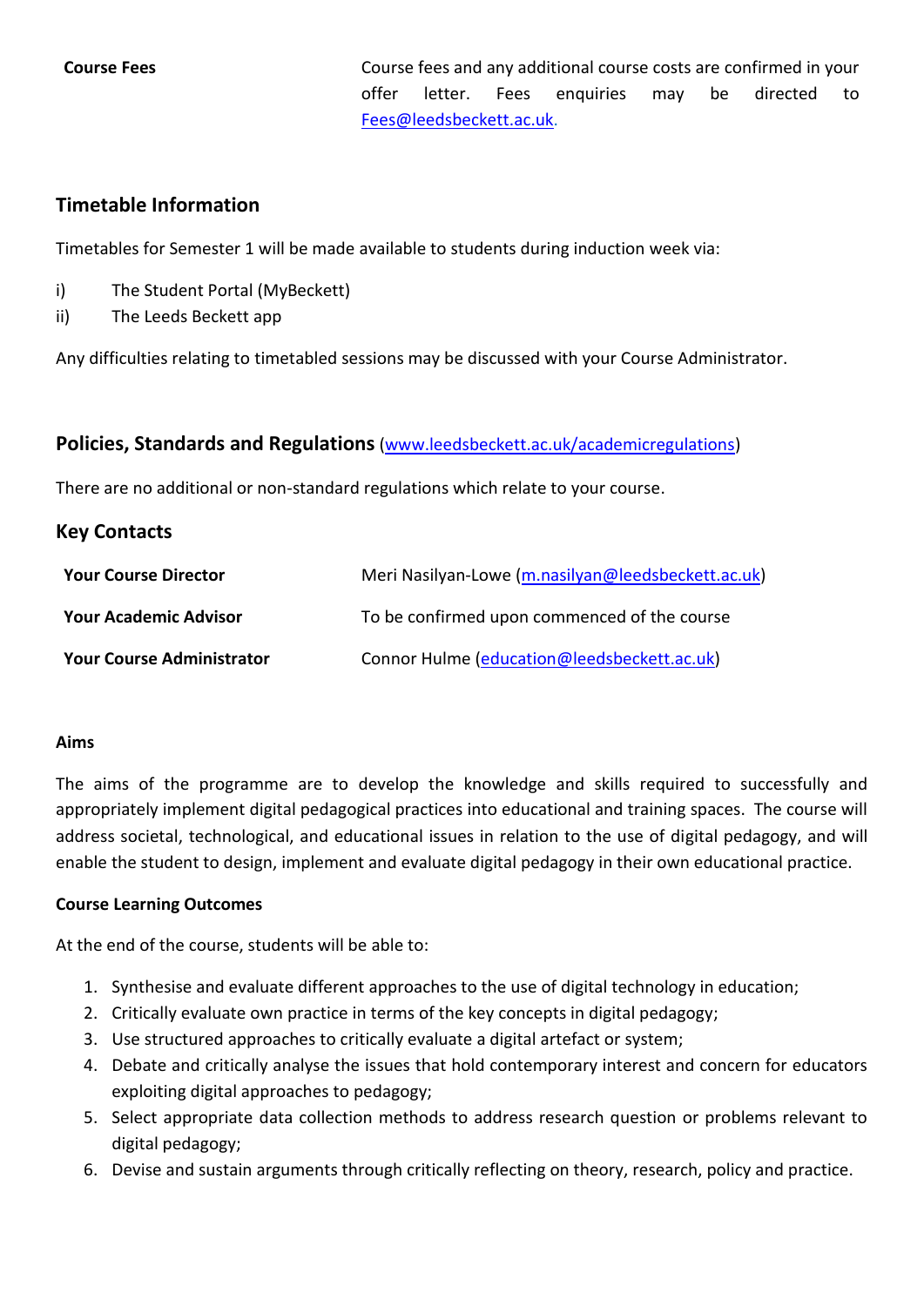| | |
|---|---|
| **Course Fees** | Course fees and any additional course costs are confirmed in your offer letter. Fees enquiries may be directed to Fees@leedsbeckett.ac.uk. |

## Timetable Information

Timetables for Semester 1 will be made available to students during induction week via:

i) The Student Portal (MyBeckett)
ii) The Leeds Beckett app

Any difficulties relating to timetabled sessions may be discussed with your Course Administrator.

## Policies, Standards and Regulations (www.leedsbeckett.ac.uk/academicregulations)

There are no additional or non-standard regulations which relate to your course.

## Key Contacts

| | |
|---|---|
| **Your Course Director** | Meri Nasilyan-Lowe (m.nasilyan@leedsbeckett.ac.uk) |
| **Your Academic Advisor** | To be confirmed upon commenced of the course |
| **Your Course Administrator** | Connor Hulme (education@leedsbeckett.ac.uk) |

**Aims**

The aims of the programme are to develop the knowledge and skills required to successfully and appropriately implement digital pedagogical practices into educational and training spaces. The course will address societal, technological, and educational issues in relation to the use of digital pedagogy, and will enable the student to design, implement and evaluate digital pedagogy in their own educational practice.

**Course Learning Outcomes**

At the end of the course, students will be able to:

1. Synthesise and evaluate different approaches to the use of digital technology in education;
2. Critically evaluate own practice in terms of the key concepts in digital pedagogy;
3. Use structured approaches to critically evaluate a digital artefact or system;
4. Debate and critically analyse the issues that hold contemporary interest and concern for educators exploiting digital approaches to pedagogy;
5. Select appropriate data collection methods to address research question or problems relevant to digital pedagogy;
6. Devise and sustain arguments through critically reflecting on theory, research, policy and practice.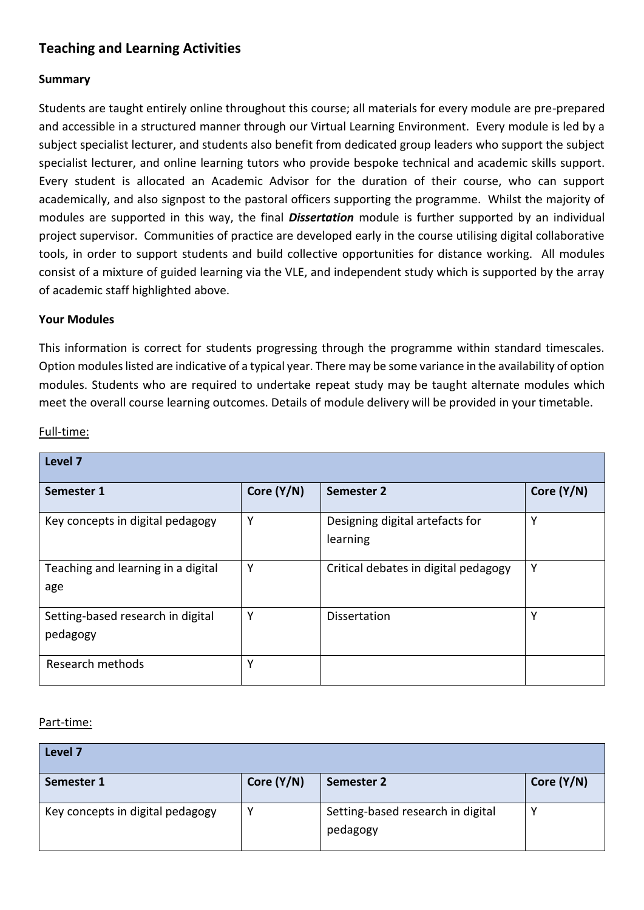## Teaching and Learning Activities

### Summary

Students are taught entirely online throughout this course; all materials for every module are pre-prepared and accessible in a structured manner through our Virtual Learning Environment. Every module is led by a subject specialist lecturer, and students also benefit from dedicated group leaders who support the subject specialist lecturer, and online learning tutors who provide bespoke technical and academic skills support. Every student is allocated an Academic Advisor for the duration of their course, who can support academically, and also signpost to the pastoral officers supporting the programme. Whilst the majority of modules are supported in this way, the final ***Dissertation*** module is further supported by an individual project supervisor. Communities of practice are developed early in the course utilising digital collaborative tools, in order to support students and build collective opportunities for distance working. All modules consist of a mixture of guided learning via the VLE, and independent study which is supported by the array of academic staff highlighted above.

### Your Modules

This information is correct for students progressing through the programme within standard timescales. Option modules listed are indicative of a typical year. There may be some variance in the availability of option modules. Students who are required to undertake repeat study may be taught alternate modules which meet the overall course learning outcomes. Details of module delivery will be provided in your timetable.

Full-time:

| Level 7 | | | |
|---|---|---|---|
| **Semester 1** | **Core (Y/N)** | **Semester 2** | **Core (Y/N)** |
| Key concepts in digital pedagogy | Y | Designing digital artefacts for learning | Y |
| Teaching and learning in a digital age | Y | Critical debates in digital pedagogy | Y |
| Setting-based research in digital pedagogy | Y | Dissertation | Y |
| Research methods | Y | | |

Part-time:

| Level 7 | | | |
|---|---|---|---|
| **Semester 1** | **Core (Y/N)** | **Semester 2** | **Core (Y/N)** |
| Key concepts in digital pedagogy | Y | Setting-based research in digital pedagogy | Y |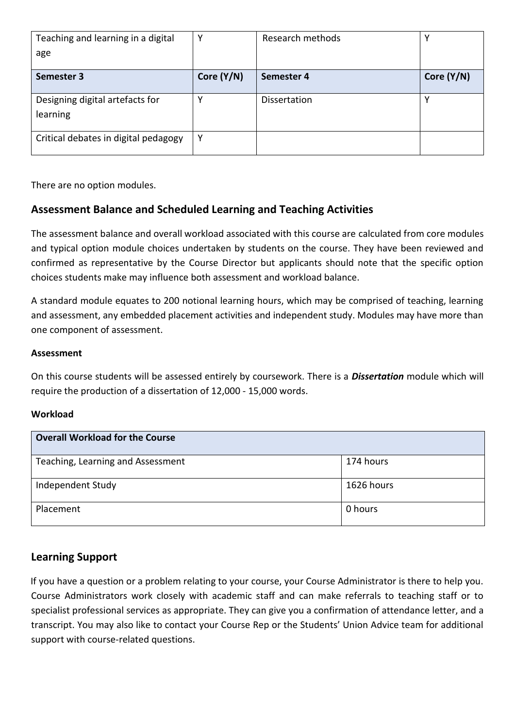| Teaching and learning in a digital age | Y | Research methods | Y |
|---|---|---|---|
| **Semester 3** | **Core (Y/N)** | **Semester 4** | **Core (Y/N)** |
| Designing digital artefacts for learning | Y | Dissertation | Y |
| Critical debates in digital pedagogy | Y | | |

There are no option modules.

## Assessment Balance and Scheduled Learning and Teaching Activities

The assessment balance and overall workload associated with this course are calculated from core modules and typical option module choices undertaken by students on the course. They have been reviewed and confirmed as representative by the Course Director but applicants should note that the specific option choices students make may influence both assessment and workload balance.

A standard module equates to 200 notional learning hours, which may be comprised of teaching, learning and assessment, any embedded placement activities and independent study. Modules may have more than one component of assessment.

### Assessment

On this course students will be assessed entirely by coursework. There is a ***Dissertation*** module which will require the production of a dissertation of 12,000 - 15,000 words.

### Workload

| Overall Workload for the Course | |
|---|---|
| Teaching, Learning and Assessment | 174 hours |
| Independent Study | 1626 hours |
| Placement | 0 hours |

## Learning Support

If you have a question or a problem relating to your course, your Course Administrator is there to help you. Course Administrators work closely with academic staff and can make referrals to teaching staff or to specialist professional services as appropriate. They can give you a confirmation of attendance letter, and a transcript. You may also like to contact your Course Rep or the Students' Union Advice team for additional support with course-related questions.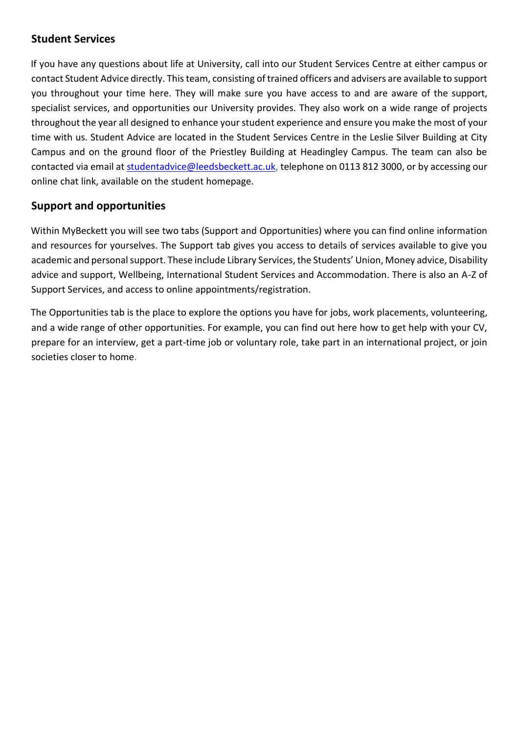## Student Services

If you have any questions about life at University, call into our Student Services Centre at either campus or contact Student Advice directly. This team, consisting of trained officers and advisers are available to support you throughout your time here. They will make sure you have access to and are aware of the support, specialist services, and opportunities our University provides. They also work on a wide range of projects throughout the year all designed to enhance your student experience and ensure you make the most of your time with us. Student Advice are located in the Student Services Centre in the Leslie Silver Building at City Campus and on the ground floor of the Priestley Building at Headingley Campus. The team can also be contacted via email at studentadvice@leedsbeckett.ac.uk, telephone on 0113 812 3000, or by accessing our online chat link, available on the student homepage.

## Support and opportunities

Within MyBeckett you will see two tabs (Support and Opportunities) where you can find online information and resources for yourselves. The Support tab gives you access to details of services available to give you academic and personal support. These include Library Services, the Students' Union, Money advice, Disability advice and support, Wellbeing, International Student Services and Accommodation. There is also an A-Z of Support Services, and access to online appointments/registration.

The Opportunities tab is the place to explore the options you have for jobs, work placements, volunteering, and a wide range of other opportunities. For example, you can find out here how to get help with your CV, prepare for an interview, get a part-time job or voluntary role, take part in an international project, or join societies closer to home.